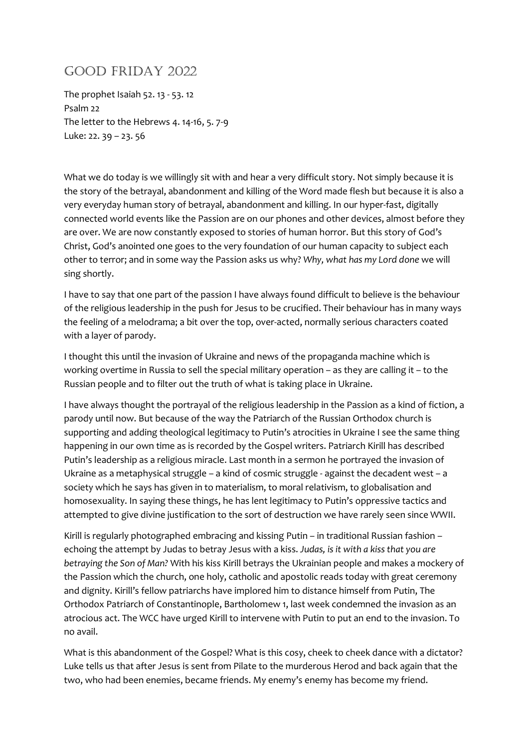# Good Friday 2022

The prophet Isaiah 52. 13 - 53. 12
Psalm 22
The letter to the Hebrews 4. 14-16, 5. 7-9
Luke: 22. 39 – 23. 56

What we do today is we willingly sit with and hear a very difficult story. Not simply because it is the story of the betrayal, abandonment and killing of the Word made flesh but because it is also a very everyday human story of betrayal, abandonment and killing. In our hyper-fast, digitally connected world events like the Passion are on our phones and other devices, almost before they are over. We are now constantly exposed to stories of human horror. But this story of God's Christ, God's anointed one goes to the very foundation of our human capacity to subject each other to terror; and in some way the Passion asks us why? *Why, what has my Lord done* we will sing shortly.

I have to say that one part of the passion I have always found difficult to believe is the behaviour of the religious leadership in the push for Jesus to be crucified. Their behaviour has in many ways the feeling of a melodrama; a bit over the top, over-acted, normally serious characters coated with a layer of parody.

I thought this until the invasion of Ukraine and news of the propaganda machine which is working overtime in Russia to sell the special military operation – as they are calling it – to the Russian people and to filter out the truth of what is taking place in Ukraine.

I have always thought the portrayal of the religious leadership in the Passion as a kind of fiction, a parody until now. But because of the way the Patriarch of the Russian Orthodox church is supporting and adding theological legitimacy to Putin's atrocities in Ukraine I see the same thing happening in our own time as is recorded by the Gospel writers. Patriarch Kirill has described Putin's leadership as a religious miracle. Last month in a sermon he portrayed the invasion of Ukraine as a metaphysical struggle – a kind of cosmic struggle - against the decadent west – a society which he says has given in to materialism, to moral relativism, to globalisation and homosexuality. In saying these things, he has lent legitimacy to Putin's oppressive tactics and attempted to give divine justification to the sort of destruction we have rarely seen since WWII.

Kirill is regularly photographed embracing and kissing Putin – in traditional Russian fashion – echoing the attempt by Judas to betray Jesus with a kiss. *Judas, is it with a kiss that you are betraying the Son of Man?* With his kiss Kirill betrays the Ukrainian people and makes a mockery of the Passion which the church, one holy, catholic and apostolic reads today with great ceremony and dignity. Kirill's fellow patriarchs have implored him to distance himself from Putin, The Orthodox Patriarch of Constantinople, Bartholomew 1, last week condemned the invasion as an atrocious act. The WCC have urged Kirill to intervene with Putin to put an end to the invasion. To no avail.

What is this abandonment of the Gospel? What is this cosy, cheek to cheek dance with a dictator? Luke tells us that after Jesus is sent from Pilate to the murderous Herod and back again that the two, who had been enemies, became friends. My enemy's enemy has become my friend.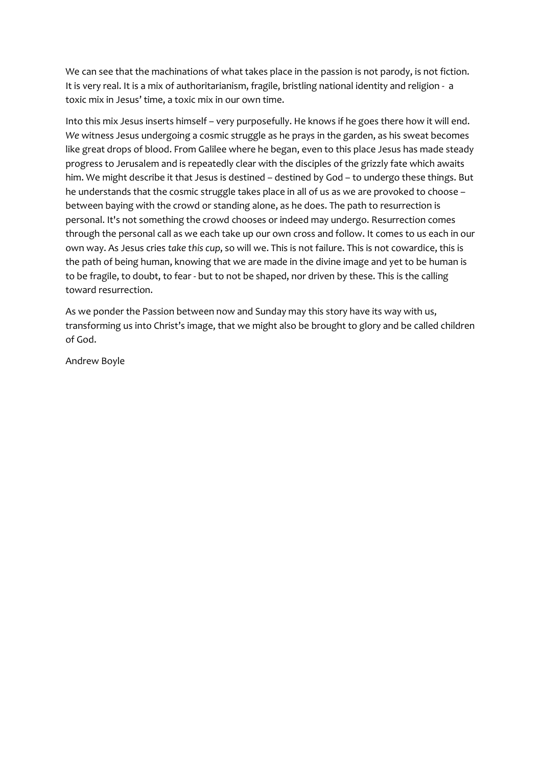We can see that the machinations of what takes place in the passion is not parody, is not fiction. It is very real. It is a mix of authoritarianism, fragile, bristling national identity and religion - a toxic mix in Jesus' time, a toxic mix in our own time.

Into this mix Jesus inserts himself – very purposefully. He knows if he goes there how it will end. *We* witness Jesus undergoing a cosmic struggle as he prays in the garden, as his sweat becomes like great drops of blood. From Galilee where he began, even to this place Jesus has made steady progress to Jerusalem and is repeatedly clear with the disciples of the grizzly fate which awaits him. We might describe it that Jesus is destined – destined by God – to undergo these things. But he understands that the cosmic struggle takes place in all of us as we are provoked to choose – between baying with the crowd or standing alone, as he does. The path to resurrection is personal. It's not something the crowd chooses or indeed may undergo. Resurrection comes through the personal call as we each take up our own cross and follow. It comes to us each in our own way. As Jesus cries *take this cup*, so will we. This is not failure. This is not cowardice, this is the path of being human, knowing that we are made in the divine image and yet to be human is to be fragile, to doubt, to fear - but to not be shaped, nor driven by these. This is the calling toward resurrection.

As we ponder the Passion between now and Sunday may this story have its way with us, transforming us into Christ's image, that we might also be brought to glory and be called children of God.

Andrew Boyle